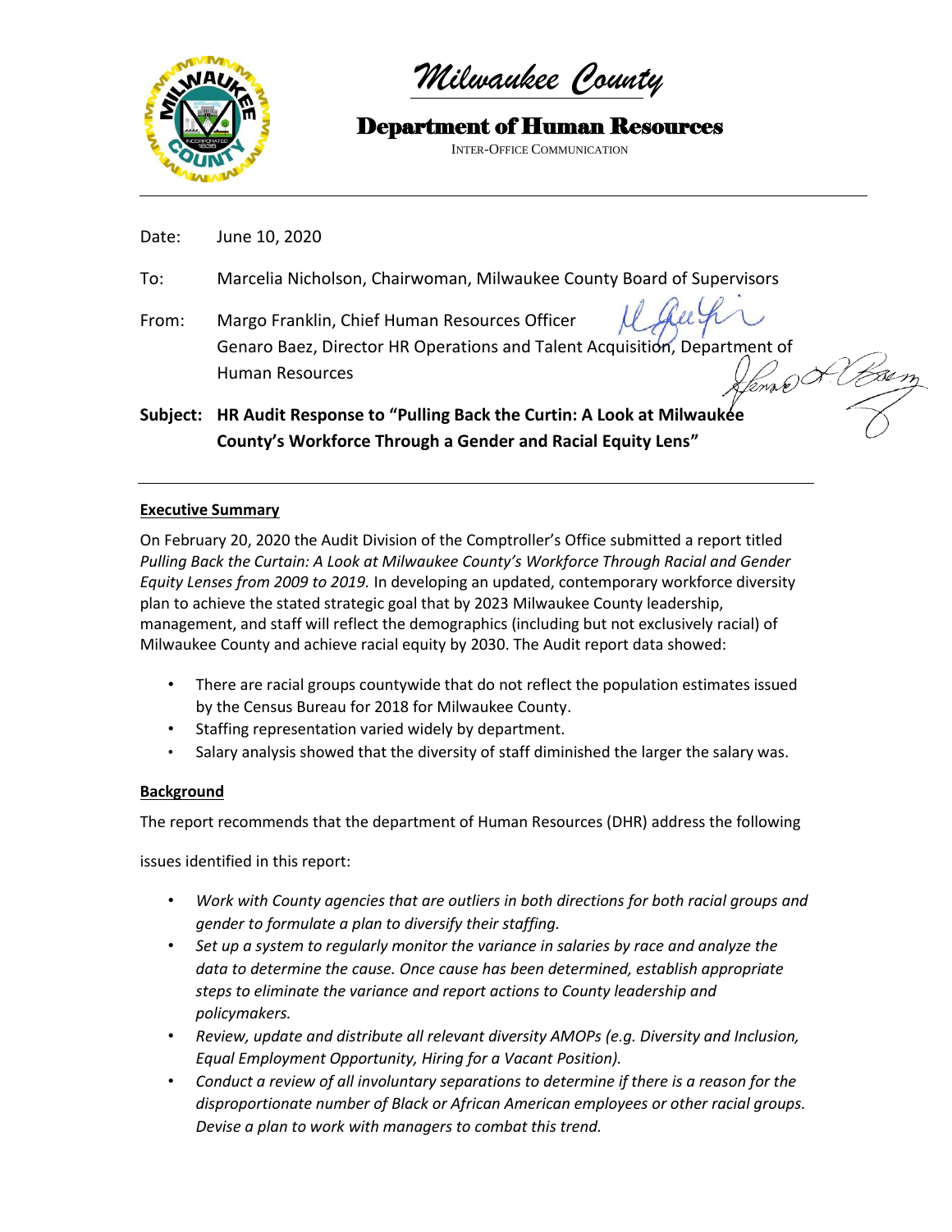# Milwaukee County

## Department of Human Resources

INTER-OFFICE COMMUNICATION

---

Date: June 10, 2020

To: Marcelia Nicholson, Chairwoman, Milwaukee County Board of Supervisors

From: Margo Franklin, Chief Human Resources Officer
Genaro Baez, Director HR Operations and Talent Acquisition, Department of Human Resources

**Subject: HR Audit Response to "Pulling Back the Curtin: A Look at Milwaukee County's Workforce Through a Gender and Racial Equity Lens"**

---

**Executive Summary**

On February 20, 2020 the Audit Division of the Comptroller's Office submitted a report titled *Pulling Back the Curtain: A Look at Milwaukee County's Workforce Through Racial and Gender Equity Lenses from 2009 to 2019.* In developing an updated, contemporary workforce diversity plan to achieve the stated strategic goal that by 2023 Milwaukee County leadership, management, and staff will reflect the demographics (including but not exclusively racial) of Milwaukee County and achieve racial equity by 2030. The Audit report data showed:

- There are racial groups countywide that do not reflect the population estimates issued by the Census Bureau for 2018 for Milwaukee County.
- Staffing representation varied widely by department.
- Salary analysis showed that the diversity of staff diminished the larger the salary was.

**Background**

The report recommends that the department of Human Resources (DHR) address the following issues identified in this report:

- *Work with County agencies that are outliers in both directions for both racial groups and gender to formulate a plan to diversify their staffing.*
- *Set up a system to regularly monitor the variance in salaries by race and analyze the data to determine the cause. Once cause has been determined, establish appropriate steps to eliminate the variance and report actions to County leadership and policymakers.*
- *Review, update and distribute all relevant diversity AMOPs (e.g. Diversity and Inclusion, Equal Employment Opportunity, Hiring for a Vacant Position).*
- *Conduct a review of all involuntary separations to determine if there is a reason for the disproportionate number of Black or African American employees or other racial groups. Devise a plan to work with managers to combat this trend.*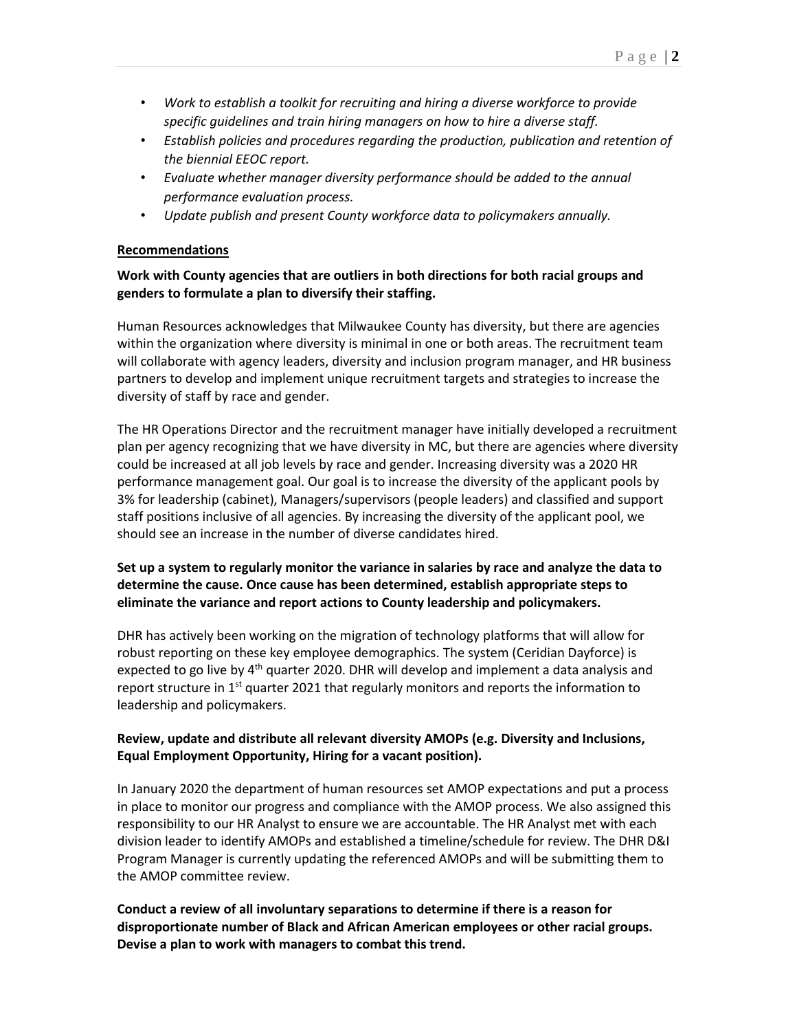- *Work to establish a toolkit for recruiting and hiring a diverse workforce to provide specific guidelines and train hiring managers on how to hire a diverse staff.*
- *Establish policies and procedures regarding the production, publication and retention of the biennial EEOC report.*
- *Evaluate whether manager diversity performance should be added to the annual performance evaluation process.*
- *Update publish and present County workforce data to policymakers annually.*

## Recommendations

**Work with County agencies that are outliers in both directions for both racial groups and genders to formulate a plan to diversify their staffing.**

Human Resources acknowledges that Milwaukee County has diversity, but there are agencies within the organization where diversity is minimal in one or both areas. The recruitment team will collaborate with agency leaders, diversity and inclusion program manager, and HR business partners to develop and implement unique recruitment targets and strategies to increase the diversity of staff by race and gender.

The HR Operations Director and the recruitment manager have initially developed a recruitment plan per agency recognizing that we have diversity in MC, but there are agencies where diversity could be increased at all job levels by race and gender. Increasing diversity was a 2020 HR performance management goal. Our goal is to increase the diversity of the applicant pools by 3% for leadership (cabinet), Managers/supervisors (people leaders) and classified and support staff positions inclusive of all agencies. By increasing the diversity of the applicant pool, we should see an increase in the number of diverse candidates hired.

**Set up a system to regularly monitor the variance in salaries by race and analyze the data to determine the cause. Once cause has been determined, establish appropriate steps to eliminate the variance and report actions to County leadership and policymakers.**

DHR has actively been working on the migration of technology platforms that will allow for robust reporting on these key employee demographics. The system (Ceridian Dayforce) is expected to go live by 4th quarter 2020. DHR will develop and implement a data analysis and report structure in 1st quarter 2021 that regularly monitors and reports the information to leadership and policymakers.

**Review, update and distribute all relevant diversity AMOPs (e.g. Diversity and Inclusions, Equal Employment Opportunity, Hiring for a vacant position).**

In January 2020 the department of human resources set AMOP expectations and put a process in place to monitor our progress and compliance with the AMOP process. We also assigned this responsibility to our HR Analyst to ensure we are accountable. The HR Analyst met with each division leader to identify AMOPs and established a timeline/schedule for review. The DHR D&I Program Manager is currently updating the referenced AMOPs and will be submitting them to the AMOP committee review.

**Conduct a review of all involuntary separations to determine if there is a reason for disproportionate number of Black and African American employees or other racial groups. Devise a plan to work with managers to combat this trend.**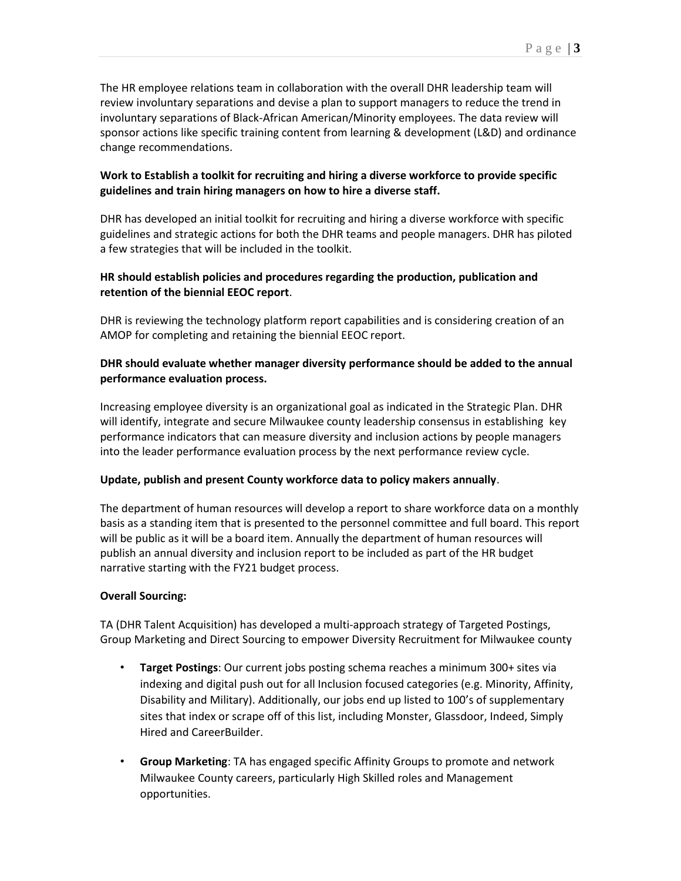The HR employee relations team in collaboration with the overall DHR leadership team will review involuntary separations and devise a plan to support managers to reduce the trend in involuntary separations of Black-African American/Minority employees. The data review will sponsor actions like specific training content from learning & development (L&D) and ordinance change recommendations.

**Work to Establish a toolkit for recruiting and hiring a diverse workforce to provide specific guidelines and train hiring managers on how to hire a diverse staff.**

DHR has developed an initial toolkit for recruiting and hiring a diverse workforce with specific guidelines and strategic actions for both the DHR teams and people managers. DHR has piloted a few strategies that will be included in the toolkit.

**HR should establish policies and procedures regarding the production, publication and retention of the biennial EEOC report**.

DHR is reviewing the technology platform report capabilities and is considering creation of an AMOP for completing and retaining the biennial EEOC report.

**DHR should evaluate whether manager diversity performance should be added to the annual performance evaluation process.**

Increasing employee diversity is an organizational goal as indicated in the Strategic Plan. DHR will identify, integrate and secure Milwaukee county leadership consensus in establishing key performance indicators that can measure diversity and inclusion actions by people managers into the leader performance evaluation process by the next performance review cycle.

**Update, publish and present County workforce data to policy makers annually**.

The department of human resources will develop a report to share workforce data on a monthly basis as a standing item that is presented to the personnel committee and full board. This report will be public as it will be a board item. Annually the department of human resources will publish an annual diversity and inclusion report to be included as part of the HR budget narrative starting with the FY21 budget process.

**Overall Sourcing:**

TA (DHR Talent Acquisition) has developed a multi-approach strategy of Targeted Postings, Group Marketing and Direct Sourcing to empower Diversity Recruitment for Milwaukee county

- **Target Postings**: Our current jobs posting schema reaches a minimum 300+ sites via indexing and digital push out for all Inclusion focused categories (e.g. Minority, Affinity, Disability and Military). Additionally, our jobs end up listed to 100's of supplementary sites that index or scrape off of this list, including Monster, Glassdoor, Indeed, Simply Hired and CareerBuilder.

- **Group Marketing**: TA has engaged specific Affinity Groups to promote and network Milwaukee County careers, particularly High Skilled roles and Management opportunities.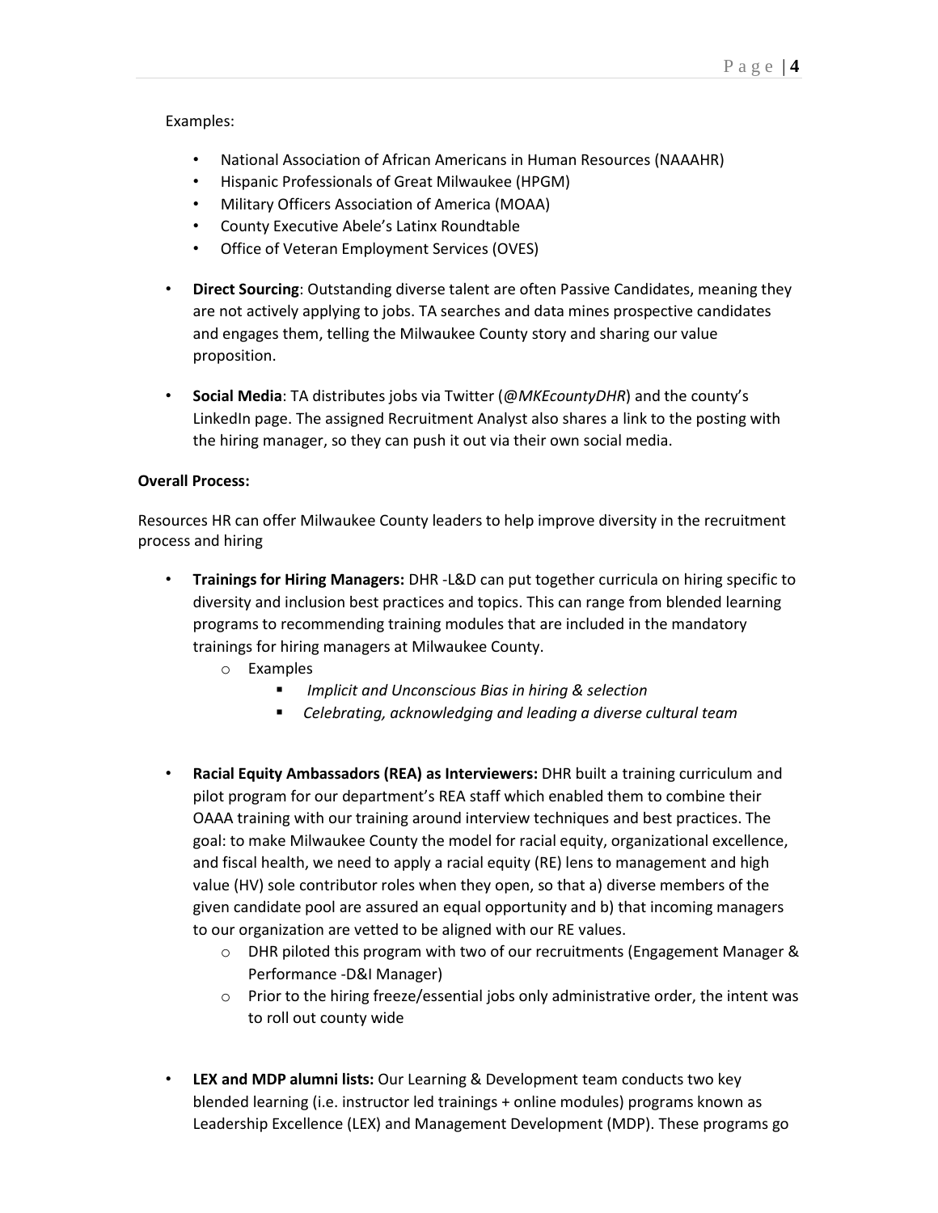Examples:

- National Association of African Americans in Human Resources (NAAAHR)
- Hispanic Professionals of Great Milwaukee (HPGM)
- Military Officers Association of America (MOAA)
- County Executive Abele's Latinx Roundtable
- Office of Veteran Employment Services (OVES)

- **Direct Sourcing**: Outstanding diverse talent are often Passive Candidates, meaning they are not actively applying to jobs. TA searches and data mines prospective candidates and engages them, telling the Milwaukee County story and sharing our value proposition.

- **Social Media**: TA distributes jobs via Twitter (*@MKEcountyDHR*) and the county's LinkedIn page. The assigned Recruitment Analyst also shares a link to the posting with the hiring manager, so they can push it out via their own social media.

**Overall Process:**

Resources HR can offer Milwaukee County leaders to help improve diversity in the recruitment process and hiring

- **Trainings for Hiring Managers:** DHR -L&D can put together curricula on hiring specific to diversity and inclusion best practices and topics. This can range from blended learning programs to recommending training modules that are included in the mandatory trainings for hiring managers at Milwaukee County.
  - Examples
    - *Implicit and Unconscious Bias in hiring & selection*
    - *Celebrating, acknowledging and leading a diverse cultural team*

- **Racial Equity Ambassadors (REA) as Interviewers:** DHR built a training curriculum and pilot program for our department's REA staff which enabled them to combine their OAAA training with our training around interview techniques and best practices. The goal: to make Milwaukee County the model for racial equity, organizational excellence, and fiscal health, we need to apply a racial equity (RE) lens to management and high value (HV) sole contributor roles when they open, so that a) diverse members of the given candidate pool are assured an equal opportunity and b) that incoming managers to our organization are vetted to be aligned with our RE values.
  - DHR piloted this program with two of our recruitments (Engagement Manager & Performance -D&I Manager)
  - Prior to the hiring freeze/essential jobs only administrative order, the intent was to roll out county wide

- **LEX and MDP alumni lists:** Our Learning & Development team conducts two key blended learning (i.e. instructor led trainings + online modules) programs known as Leadership Excellence (LEX) and Management Development (MDP). These programs go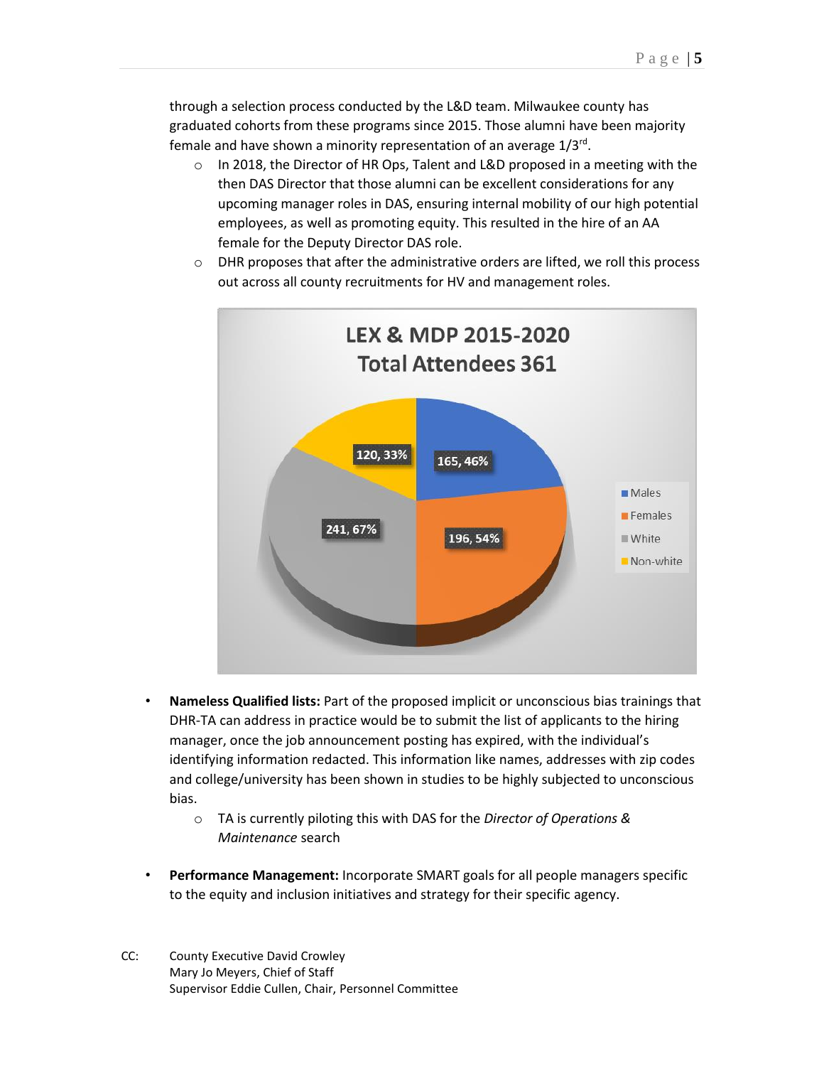through a selection process conducted by the L&D team. Milwaukee county has graduated cohorts from these programs since 2015. Those alumni have been majority female and have shown a minority representation of an average 1/3rd.

- In 2018, the Director of HR Ops, Talent and L&D proposed in a meeting with the then DAS Director that those alumni can be excellent considerations for any upcoming manager roles in DAS, ensuring internal mobility of our high potential employees, as well as promoting equity. This resulted in the hire of an AA female for the Deputy Director DAS role.
- DHR proposes that after the administrative orders are lifted, we roll this process out across all county recruitments for HV and management roles.

**LEX & MDP 2015-2020**
**Total Attendees 361**

| Category | Count | Percent |
|---|---|---|
| Males | 165 | 46% |
| Females | 196 | 54% |
| White | 241 | 67% |
| Non-white | 120 | 33% |

- **Nameless Qualified lists:** Part of the proposed implicit or unconscious bias trainings that DHR-TA can address in practice would be to submit the list of applicants to the hiring manager, once the job announcement posting has expired, with the individual's identifying information redacted. This information like names, addresses with zip codes and college/university has been shown in studies to be highly subjected to unconscious bias.
  - TA is currently piloting this with DAS for the *Director of Operations & Maintenance* search

- **Performance Management:** Incorporate SMART goals for all people managers specific to the equity and inclusion initiatives and strategy for their specific agency.

CC: County Executive David Crowley
Mary Jo Meyers, Chief of Staff
Supervisor Eddie Cullen, Chair, Personnel Committee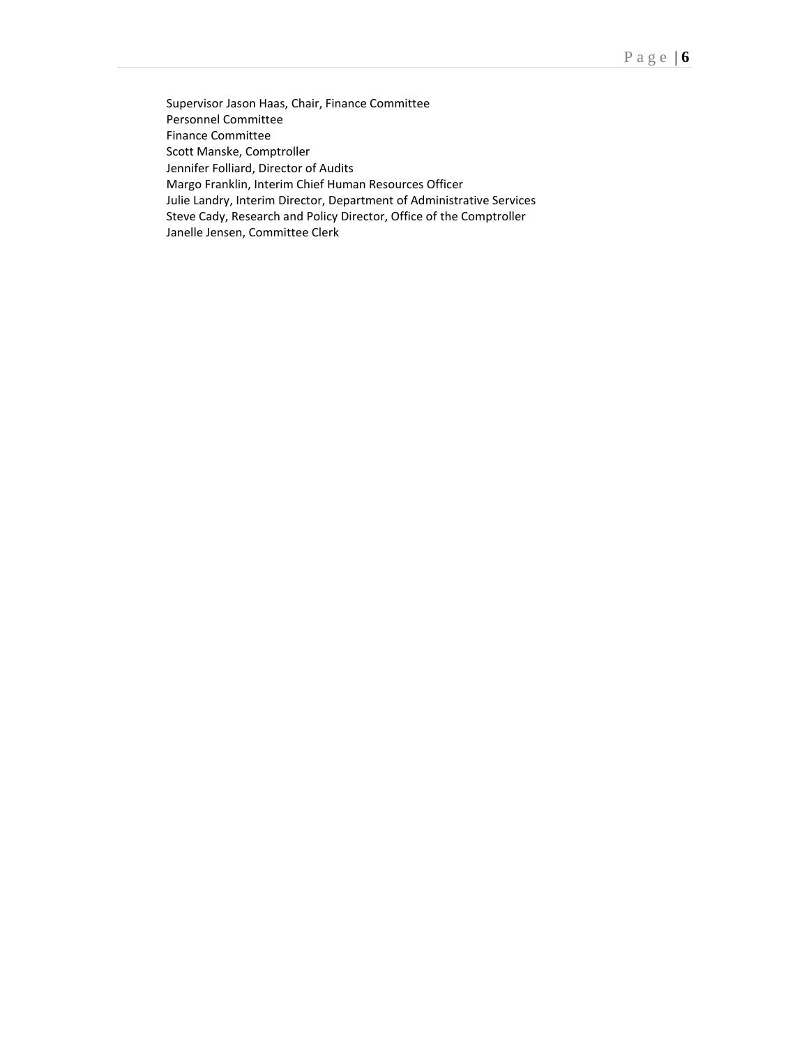Supervisor Jason Haas, Chair, Finance Committee
Personnel Committee
Finance Committee
Scott Manske, Comptroller
Jennifer Folliard, Director of Audits
Margo Franklin, Interim Chief Human Resources Officer
Julie Landry, Interim Director, Department of Administrative Services
Steve Cady, Research and Policy Director, Office of the Comptroller
Janelle Jensen, Committee Clerk